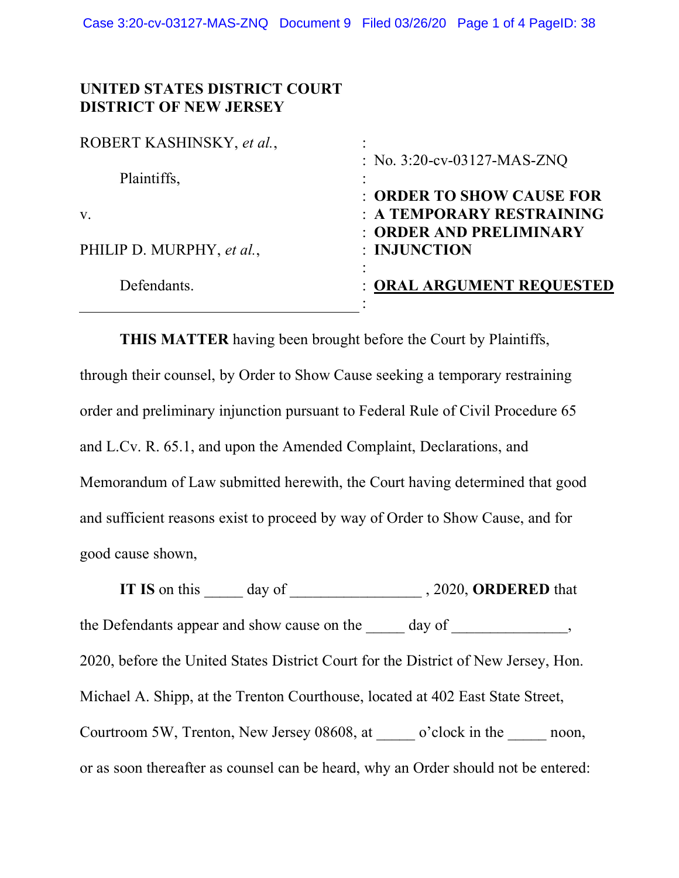**UNITED STATES DISTRICT COURT**
**DISTRICT OF NEW JERSEY**

| | |
|---|---|
| ROBERT KASHINSKY, *et al.*, | No. 3:20-cv-03127-MAS-ZNQ |
| Plaintiffs, | |
| v. | **ORDER TO SHOW CAUSE FOR A TEMPORARY RESTRAINING ORDER AND PRELIMINARY INJUNCTION** |
| PHILIP D. MURPHY, *et al.*, | |
| Defendants. | **ORAL ARGUMENT REQUESTED** |

**THIS MATTER** having been brought before the Court by Plaintiffs, through their counsel, by Order to Show Cause seeking a temporary restraining order and preliminary injunction pursuant to Federal Rule of Civil Procedure 65 and L.Cv. R. 65.1, and upon the Amended Complaint, Declarations, and Memorandum of Law submitted herewith, the Court having determined that good and sufficient reasons exist to proceed by way of Order to Show Cause, and for good cause shown,

**IT IS** on this _____ day of _________________ , 2020, **ORDERED** that the Defendants appear and show cause on the _____ day of _______________, 2020, before the United States District Court for the District of New Jersey, Hon. Michael A. Shipp, at the Trenton Courthouse, located at 402 East State Street, Courtroom 5W, Trenton, New Jersey 08608, at _____ o'clock in the _____ noon, or as soon thereafter as counsel can be heard, why an Order should not be entered: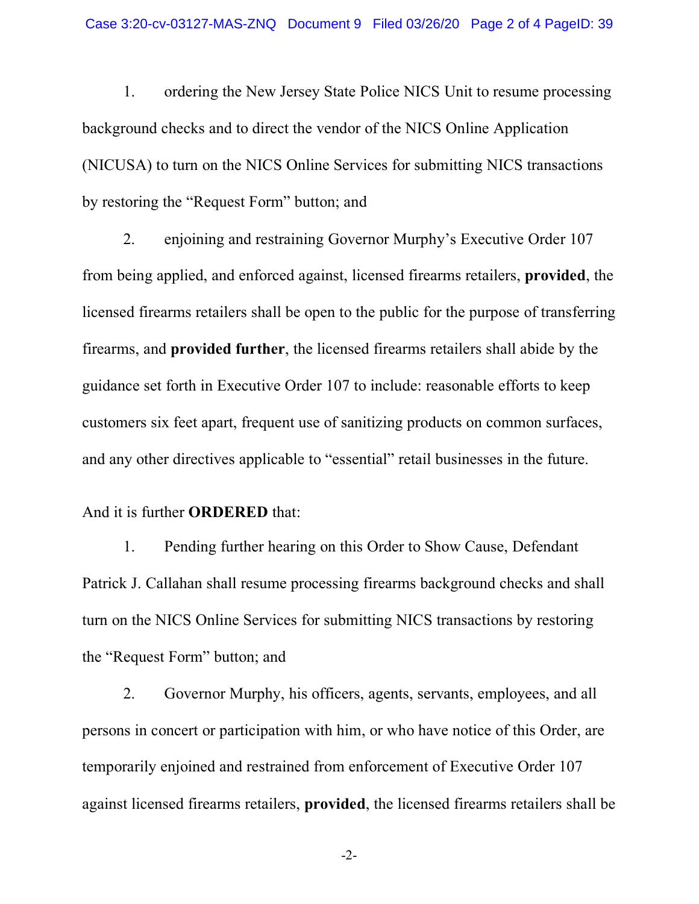1. ordering the New Jersey State Police NICS Unit to resume processing background checks and to direct the vendor of the NICS Online Application (NICUSA) to turn on the NICS Online Services for submitting NICS transactions by restoring the "Request Form" button; and

2. enjoining and restraining Governor Murphy's Executive Order 107 from being applied, and enforced against, licensed firearms retailers, **provided**, the licensed firearms retailers shall be open to the public for the purpose of transferring firearms, and **provided further**, the licensed firearms retailers shall abide by the guidance set forth in Executive Order 107 to include: reasonable efforts to keep customers six feet apart, frequent use of sanitizing products on common surfaces, and any other directives applicable to "essential" retail businesses in the future.

And it is further **ORDERED** that:

1. Pending further hearing on this Order to Show Cause, Defendant Patrick J. Callahan shall resume processing firearms background checks and shall turn on the NICS Online Services for submitting NICS transactions by restoring the "Request Form" button; and

2. Governor Murphy, his officers, agents, servants, employees, and all persons in concert or participation with him, or who have notice of this Order, are temporarily enjoined and restrained from enforcement of Executive Order 107 against licensed firearms retailers, **provided**, the licensed firearms retailers shall be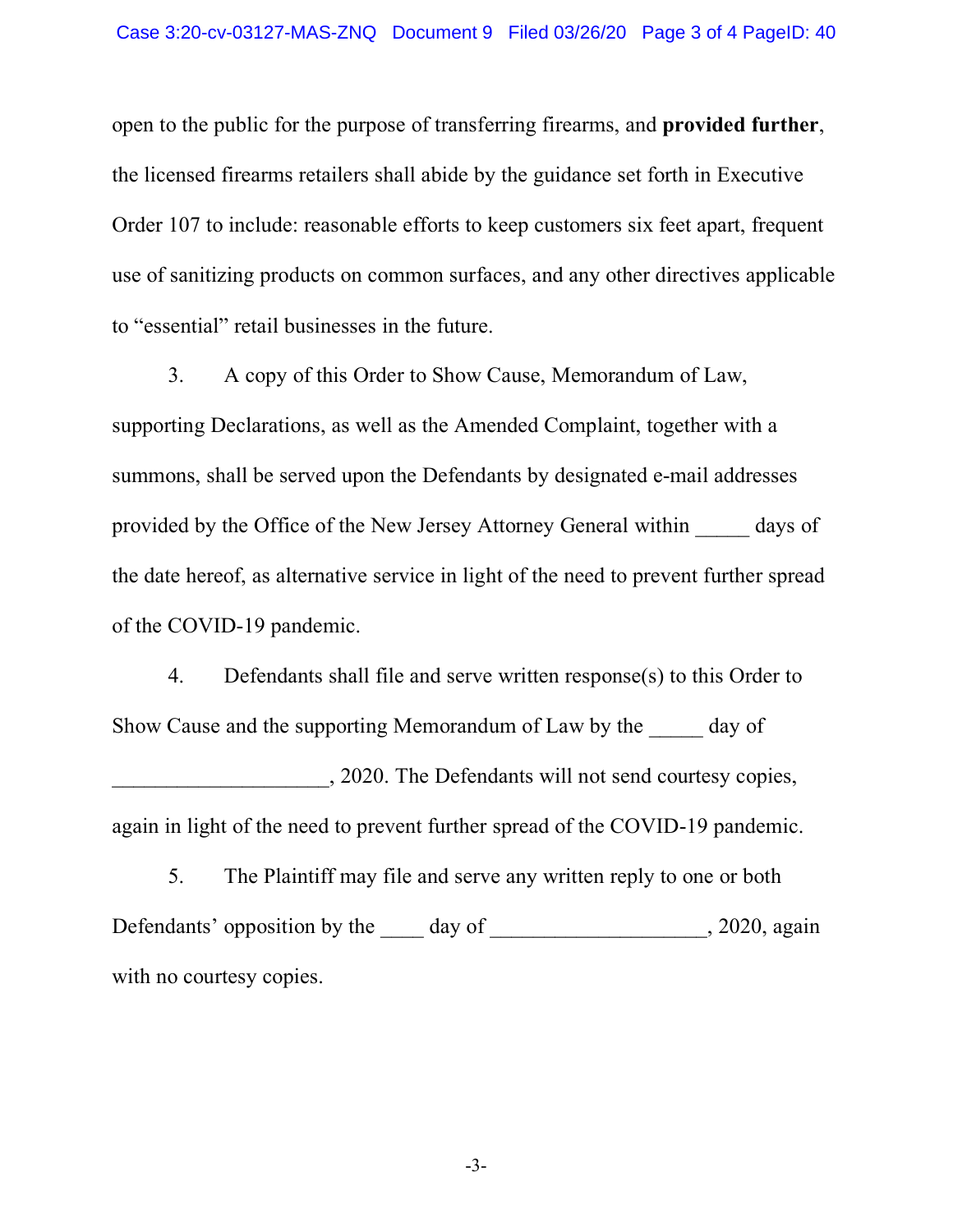open to the public for the purpose of transferring firearms, and **provided further**, the licensed firearms retailers shall abide by the guidance set forth in Executive Order 107 to include: reasonable efforts to keep customers six feet apart, frequent use of sanitizing products on common surfaces, and any other directives applicable to "essential" retail businesses in the future.

3. A copy of this Order to Show Cause, Memorandum of Law, supporting Declarations, as well as the Amended Complaint, together with a summons, shall be served upon the Defendants by designated e-mail addresses provided by the Office of the New Jersey Attorney General within _____ days of the date hereof, as alternative service in light of the need to prevent further spread of the COVID-19 pandemic.

4. Defendants shall file and serve written response(s) to this Order to Show Cause and the supporting Memorandum of Law by the _____ day of ____________________, 2020. The Defendants will not send courtesy copies, again in light of the need to prevent further spread of the COVID-19 pandemic.

5. The Plaintiff may file and serve any written reply to one or both Defendants' opposition by the ____ day of ____________________, 2020, again with no courtesy copies.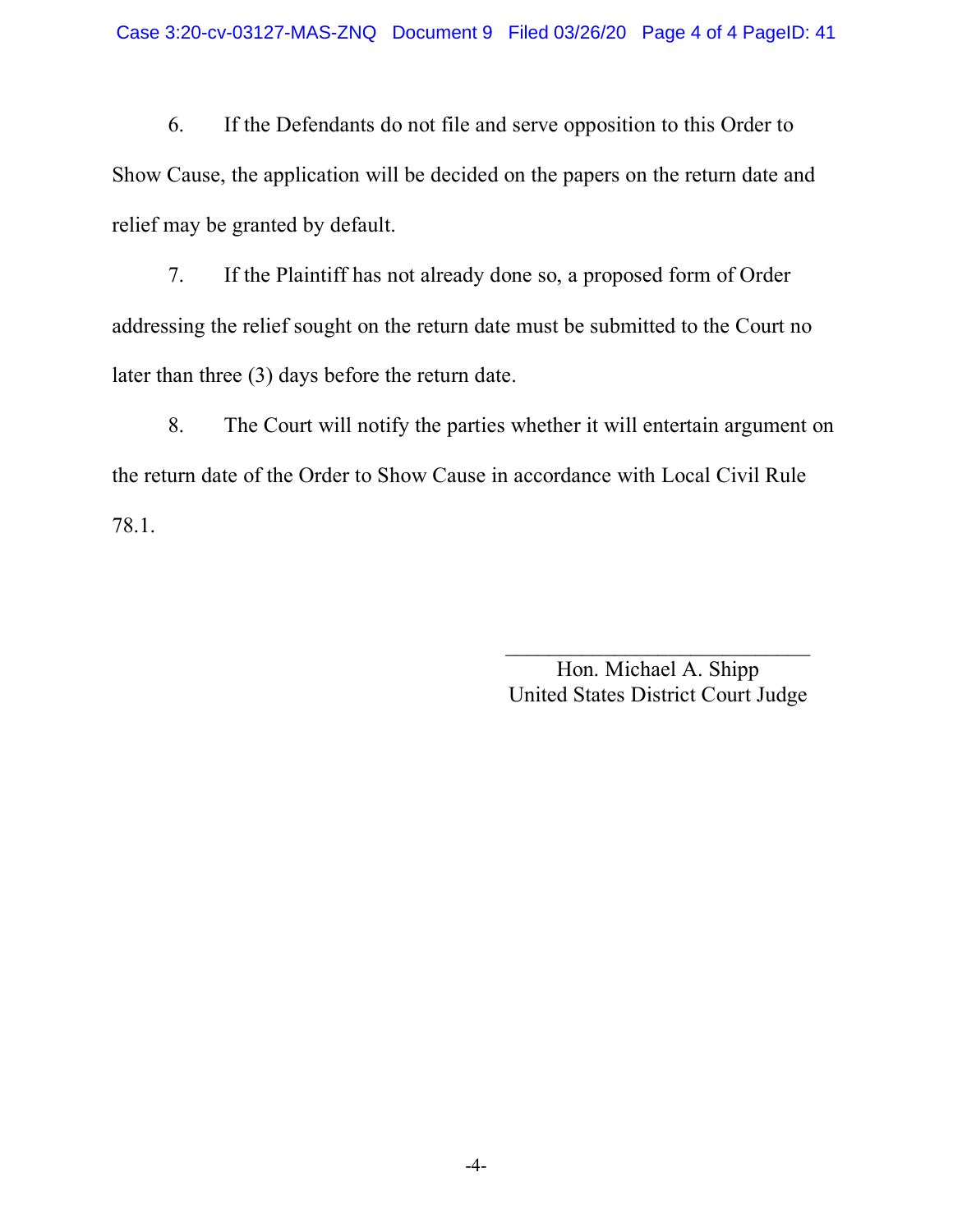6. If the Defendants do not file and serve opposition to this Order to Show Cause, the application will be decided on the papers on the return date and relief may be granted by default.

7. If the Plaintiff has not already done so, a proposed form of Order addressing the relief sought on the return date must be submitted to the Court no later than three (3) days before the return date.

8. The Court will notify the parties whether it will entertain argument on the return date of the Order to Show Cause in accordance with Local Civil Rule 78.1.

\_\_\_\_\_\_\_\_\_\_\_\_\_\_\_\_\_\_\_\_\_\_\_\_\_\_\_\_\_\_
Hon. Michael A. Shipp
United States District Court Judge